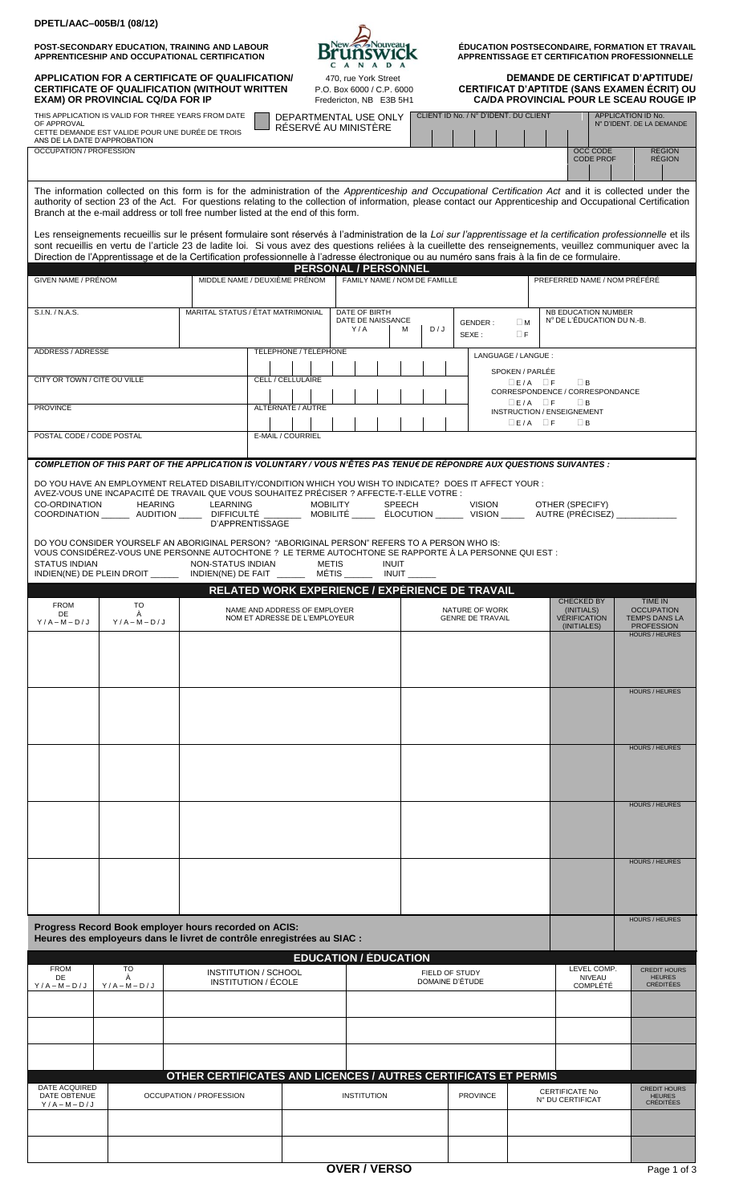DPETL/AAC–005B/1 (08/12)

**POST-SECONDARY EDUCATION, TRAINING AND LABOUR**
**APPRENTICESHIP AND OCCUPATIONAL CERTIFICATION**

**ÉDUCATION POSTSECONDAIRE, FORMATION ET TRAVAIL**
**APPRENTISSAGE ET CERTIFICATION PROFESSIONNELLE**

New Brunswick / Nouveau Brunswick CANADA

470, rue York Street
P.O. Box 6000 / C.P. 6000
Fredericton, NB E3B 5H1

# APPLICATION FOR A CERTIFICATE OF QUALIFICATION/ CERTIFICATE OF QUALIFICATION (WITHOUT WRITTEN EXAM) OR PROVINCIAL CQ/DA FOR IP

# DEMANDE DE CERTIFICAT D'APTITUDE/ CERTIFICAT D'APTITDE (SANS EXAMEN ÉCRIT) OU CA/DA PROVINCIAL POUR LE SCEAU ROUGE IP

THIS APPLICATION IS VALID FOR THREE YEARS FROM DATE OF APPROVAL
CETTE DEMANDE EST VALIDE POUR UNE DURÉE DE TROIS ANS DE LA DATE D'APPROBATION

DEPARTMENTAL USE ONLY / RÉSERVÉ AU MINISTÈRE

| CLIENT ID No. / N° D'IDENT. DU CLIENT | APPLICATION ID No. / N° D'IDENT. DE LA DEMANDE |
|---|---|
| | |

| OCCUPATION / PROFESSION | OCC CODE / CODE PROF | REGION / RÉGION |
|---|---|---|
| | | |

The information collected on this form is for the administration of the *Apprenticeship and Occupational Certification Act* and it is collected under the authority of section 23 of the Act. For questions relating to the collection of information, please contact our Apprenticeship and Occupational Certification Branch at the e-mail address or toll free number listed at the end of this form.

Les renseignements recueillis sur le présent formulaire sont réservés à l'administration de la *Loi sur l'apprentissage et la certification professionnelle* et ils sont recueillis en vertu de l'article 23 de ladite loi. Si vous avez des questions reliées à la cueillette des renseignements, veuillez communiquer avec la Direction de l'Apprentissage et de la Certification professionnelle à l'adresse électronique ou au numéro sans frais à la fin de ce formulaire.

## PERSONAL / PERSONNEL

| GIVEN NAME / PRÉNOM | MIDDLE NAME / DEUXIÈME PRÉNOM | FAMILY NAME / NOM DE FAMILLE | PREFERRED NAME / NOM PRÉFÉRÉ |
|---|---|---|---|
| | | | |

| S.I.N. / N.A.S. | MARITAL STATUS / ÉTAT MATRIMONIAL | DATE OF BIRTH / DATE DE NAISSANCE Y/A M D/J | GENDER : / SEXE : ☐ M ☐ F | NB EDUCATION NUMBER / N° DE L'ÉDUCATION DU N.-B. |
|---|---|---|---|---|
| | | | | |

| ADDRESS / ADRESSE | TELEPHONE / TÉLÉPHONE | LANGUAGE / LANGUE : |
|---|---|---|
| | | SPOKEN / PARLÉE ☐ E/A ☐ F ☐ B |
| CITY OR TOWN / CITÉ OU VILLE | CELL / CELLULAIRE | CORRESPONDENCE / CORRESPONDANCE ☐ E/A ☐ F ☐ B |
| PROVINCE | ALTERNATE / AUTRE | INSTRUCTION / ENSEIGNEMENT ☐ E/A ☐ F ☐ B |
| POSTAL CODE / CODE POSTAL | E-MAIL / COURRIEL | |

***COMPLETION OF THIS PART OF THE APPLICATION IS VOLUNTARY / VOUS N'ÊTES PAS TENU€ DE RÉPONDRE AUX QUESTIONS SUIVANTES :***

DO YOU HAVE AN EMPLOYMENT RELATED DISABILITY/CONDITION WHICH YOU WISH TO INDICATE? DOES IT AFFECT YOUR :
AVEZ-VOUS UNE INCAPACITÉ DE TRAVAIL QUE VOUS SOUHAITEZ PRÉCISER ? AFFECTE-T-ELLE VOTRE :

CO-ORDINATION / COORDINATION ______ HEARING / AUDITION _____ LEARNING / DIFFICULTÉ D'APPRENTISSAGE ________ MOBILITY / MOBILITÉ _____ SPEECH / ÉLOCUTION ______ VISION / VISION _____ OTHER (SPECIFY) / AUTRE (PRÉCISEZ) ____________

DO YOU CONSIDER YOURSELF AN ABORIGINAL PERSON? "ABORIGINAL PERSON" REFERS TO A PERSON WHO IS:
VOUS CONSIDÉREZ-VOUS UNE PERSONNE AUTOCHTONE ? LE TERME AUTOCHTONE SE RAPPORTE À LA PERSONNE QUI EST :

STATUS INDIAN / INDIEN(NE) DE PLEIN DROIT ______ NON-STATUS INDIAN / INDIEN(NE) DE FAIT ______ METIS / MÉTIS ______ INUIT / INUIT ______

## RELATED WORK EXPERIENCE / EXPÉRIENCE DE TRAVAIL

| FROM / DE Y/A – M – D/J | TO / À Y/A – M – D/J | NAME AND ADDRESS OF EMPLOYER / NOM ET ADRESSE DE L'EMPLOYEUR | NATURE OF WORK / GENRE DE TRAVAIL | CHECKED BY (INITIALS) / VÉRIFICATION (INITIALES) | TIME IN OCCUPATION / TEMPS DANS LA PROFESSION |
|---|---|---|---|---|---|
| | | | | | HOURS / HEURES |
| | | | | | HOURS / HEURES |
| | | | | | HOURS / HEURES |
| | | | | | HOURS / HEURES |
| | | | | | HOURS / HEURES |
| **Progress Record Book employer hours recorded on ACIS: / Heures des employeurs dans le livret de contrôle enregistrées au SIAC :** | | | | | HOURS / HEURES |

## EDUCATION / ÉDUCATION

| FROM / DE Y/A – M – D/J | TO / À Y/A – M – D/J | INSTITUTION / SCHOOL / INSTITUTION / ÉCOLE | FIELD OF STUDY / DOMAINE D'ÉTUDE | LEVEL COMP. / NIVEAU COMPLÉTÉ | CREDIT HOURS / HEURES CRÉDITÉES |
|---|---|---|---|---|---|
| | | | | | |
| | | | | | |
| | | | | | |

## OTHER CERTIFICATES AND LICENCES / AUTRES CERTIFICATS ET PERMIS

| DATE ACQUIRED / DATE OBTENUE Y/A – M – D/J | OCCUPATION / PROFESSION | INSTITUTION | PROVINCE | CERTIFICATE No / N° DU CERTIFICAT | CREDIT HOURS / HEURES CRÉDITÉES |
|---|---|---|---|---|---|
| | | | | | |
| | | | | | |

**OVER / VERSO**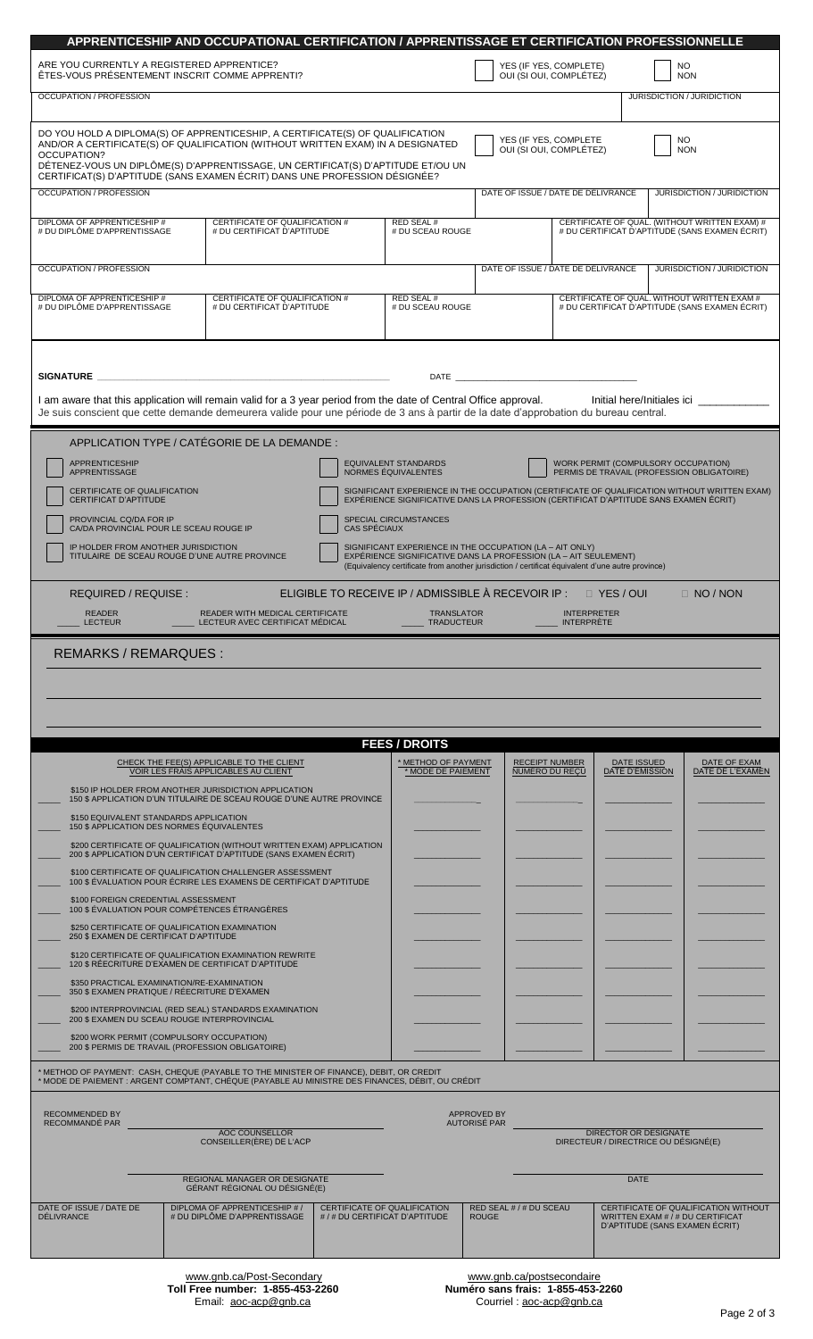## APPRENTICESHIP AND OCCUPATIONAL CERTIFICATION / APPRENTISSAGE ET CERTIFICATION PROFESSIONNELLE

| ARE YOU CURRENTLY A REGISTERED APPRENTICE? ÊTES-VOUS PRÉSENTEMENT INSCRIT COMME APPRENTI? | ☐ YES (IF YES, COMPLETE) OUI (SI OUI, COMPLÉTEZ) | ☐ NO NON |
|---|---|---|
| OCCUPATION / PROFESSION | | JURISDICTION / JURIDICTION |

| DO YOU HOLD A DIPLOMA(S) OF APPRENTICESHIP, A CERTIFICATE(S) OF QUALIFICATION AND/OR A CERTIFICATE(S) OF QUALIFICATION (WITHOUT WRITTEN EXAM) IN A DESIGNATED OCCUPATION? DÉTENEZ-VOUS UN DIPLÔME(S) D'APPRENTISSAGE, UN CERTIFICAT(S) D'APTITUDE ET/OU UN CERTIFICAT(S) D'APTITUDE (SANS EXAMEN ÉCRIT) DANS UNE PROFESSION DÉSIGNÉE? | | ☐ YES (IF YES, COMPLETE) OUI (SI OUI, COMPLÉTEZ) | ☐ NO NON |
|---|---|---|---|
| OCCUPATION / PROFESSION | | DATE OF ISSUE / DATE DE DÉLIVRANCE | JURISDICTION / JURIDICTION |
| DIPLOMA OF APPRENTICESHIP # # DU DIPLÔME D'APPRENTISSAGE | CERTIFICATE OF QUALIFICATION # # DU CERTIFICAT D'APTITUDE | RED SEAL # # DU SCEAU ROUGE | CERTIFICATE OF QUAL. (WITHOUT WRITTEN EXAM) # # DU CERTIFICAT D'APTITUDE (SANS EXAMEN ÉCRIT) |
| OCCUPATION / PROFESSION | | DATE OF ISSUE / DATE DE DÉLIVRANCE | JURISDICTION / JURIDICTION |
| DIPLOMA OF APPRENTICESHIP # # DU DIPLÔME D'APPRENTISSAGE | CERTIFICATE OF QUALIFICATION # # DU CERTIFICAT D'APTITUDE | RED SEAL # # DU SCEAU ROUGE | CERTIFICATE OF QUAL. WITHOUT WRITTEN EXAM # # DU CERTIFICAT D'APTITUDE (SANS EXAMEN ÉCRIT) |

SIGNATURE ____________________________ DATE ____________________________

I am aware that this application will remain valid for a 3 year period from the date of Central Office approval. Initial here/Initiales ici ___________
Je suis conscient que cette demande demeurera valide pour une période de 3 ans à partir de la date d'approbation du bureau central.

APPLICATION TYPE / CATÉGORIE DE LA DEMANDE :

- ☐ APPRENTICESHIP / APPRENTISSAGE
- ☐ EQUIVALENT STANDARDS / NORMES ÉQUIVALENTES
- ☐ WORK PERMIT (COMPULSORY OCCUPATION) / PERMIS DE TRAVAIL (PROFESSION OBLIGATOIRE)
- ☐ CERTIFICATE OF QUALIFICATION / CERTIFICAT D'APTITUDE
- ☐ SIGNIFICANT EXPERIENCE IN THE OCCUPATION (CERTIFICATE OF QUALIFICATION WITHOUT WRITTEN EXAM) / EXPÉRIENCE SIGNIFICATIVE DANS LA PROFESSION (CERTIFICAT D'APTITUDE SANS EXAMEN ÉCRIT)
- ☐ PROVINCIAL CQ/DA FOR IP / CA/DA PROVINCIAL POUR LE SCEAU ROUGE IP
- ☐ SPECIAL CIRCUMSTANCES / CAS SPÉCIAUX
- ☐ IP HOLDER FROM ANOTHER JURISDICTION / TITULAIRE DE SCEAU ROUGE D'UNE AUTRE PROVINCE
- ☐ SIGNIFICANT EXPERIENCE IN THE OCCUPATION (LA – AIT ONLY) / EXPÉRIENCE SIGNIFICATIVE DANS LA PROFESSION (LA – AIT SEULEMENT) (Equivalency certificate from another jurisdiction / certificat équivalent d'une autre province)

REQUIRED / REQUISE : ELIGIBLE TO RECEIVE IP / ADMISSIBLE À RECEVOIR IP : ☐ YES / OUI ☐ NO / NON

____ READER / LECTEUR ____ READER WITH MEDICAL CERTIFICATE / LECTEUR AVEC CERTIFICAT MÉDICAL ____ TRANSLATOR / TRADUCTEUR ____ INTERPRETER / INTERPRÈTE

REMARKS / REMARQUES :

## FEES / DROITS

| CHECK THE FEE(S) APPLICABLE TO THE CLIENT / VOIR LES FRAIS APPLICABLES AU CLIENT | * METHOD OF PAYMENT / * MODE DE PAIEMENT | RECEIPT NUMBER / NUMÉRO DU REÇU | DATE ISSUED / DATE D'ÉMISSION | DATE OF EXAM / DATE DE L'EXAMEN |
|---|---|---|---|---|
| ____ $150 IP HOLDER FROM ANOTHER JURISDICTION APPLICATION / 150 $ APPLICATION D'UN TITULAIRE DE SCEAU ROUGE D'UNE AUTRE PROVINCE | | | | |
| ____ $150 EQUIVALENT STANDARDS APPLICATION / 150 $ APPLICATION DES NORMES ÉQUIVALENTES | | | | |
| ____ $200 CERTIFICATE OF QUALIFICATION (WITHOUT WRITTEN EXAM) APPLICATION / 200 $ APPLICATION D'UN CERTIFICAT D'APTITUDE (SANS EXAMEN ÉCRIT) | | | | |
| ____ $100 CERTIFICATE OF QUALIFICATION CHALLENGER ASSESSMENT / 100 $ ÉVALUATION POUR ÉCRIRE LES EXAMENS DE CERTIFICAT D'APTITUDE | | | | |
| ____ $100 FOREIGN CREDENTIAL ASSESSMENT / 100 $ ÉVALUATION POUR COMPÉTENCES ÉTRANGÈRES | | | | |
| ____ $250 CERTIFICATE OF QUALIFICATION EXAMINATION / 250 $ EXAMEN DE CERTIFICAT D'APTITUDE | | | | |
| ____ $120 CERTIFICATE OF QUALIFICATION EXAMINATION REWRITE / 120 $ RÉÉCRITURE D'EXAMEN DE CERTIFICAT D'APTITUDE | | | | |
| ____ $350 PRACTICAL EXAMINATION/RE-EXAMINATION / 350 $ EXAMEN PRATIQUE / RÉÉCRITURE D'EXAMEN | | | | |
| ____ $200 INTERPROVINCIAL (RED SEAL) STANDARDS EXAMINATION / 200 $ EXAMEN DU SCEAU ROUGE INTERPROVINCIAL | | | | |
| ____ $200 WORK PERMIT (COMPULSORY OCCUPATION) / 200 $ PERMIS DE TRAVAIL (PROFESSION OBLIGATOIRE) | | | | |

* METHOD OF PAYMENT: CASH, CHEQUE (PAYABLE TO THE MINISTER OF FINANCE), DEBIT, OR CREDIT
* MODE DE PAIEMENT : ARGENT COMPTANT, CHÈQUE (PAYABLE AU MINISTRE DES FINANCES, DÉBIT, OU CRÉDIT

RECOMMENDED BY / RECOMMANDÉ PAR ____________________ AOC COUNSELLOR / CONSEILLER(ÈRE) DE L'ACP

APPROVED BY / AUTORISÉ PAR ____________________ DIRECTOR OR DESIGNATE / DIRECTEUR / DIRECTRICE OU DÉSIGNÉ(E)

____________________ REGIONAL MANAGER OR DESIGNATE / GÉRANT RÉGIONAL OU DÉSIGNÉ(E)

____________________ DATE

| DATE OF ISSUE / DATE DE DÉLIVRANCE | DIPLOMA OF APPRENTICESHIP # / # DU DIPLÔME D'APPRENTISSAGE | CERTIFICATE OF QUALIFICATION # / # DU CERTIFICAT D'APTITUDE | RED SEAL # / # DU SCEAU ROUGE | CERTIFICATE OF QUALIFICATION WITHOUT WRITTEN EXAM # / # DU CERTIFICAT D'APTITUDE (SANS EXAMEN ÉCRIT) |
|---|---|---|---|---|
| | | | | |

www.gnb.ca/Post-Secondary
**Toll Free number: 1-855-453-2260**
Email: aoc-acp@gnb.ca

www.gnb.ca/postsecondaire
**Numéro sans frais: 1-855-453-2260**
Courriel : aoc-acp@gnb.ca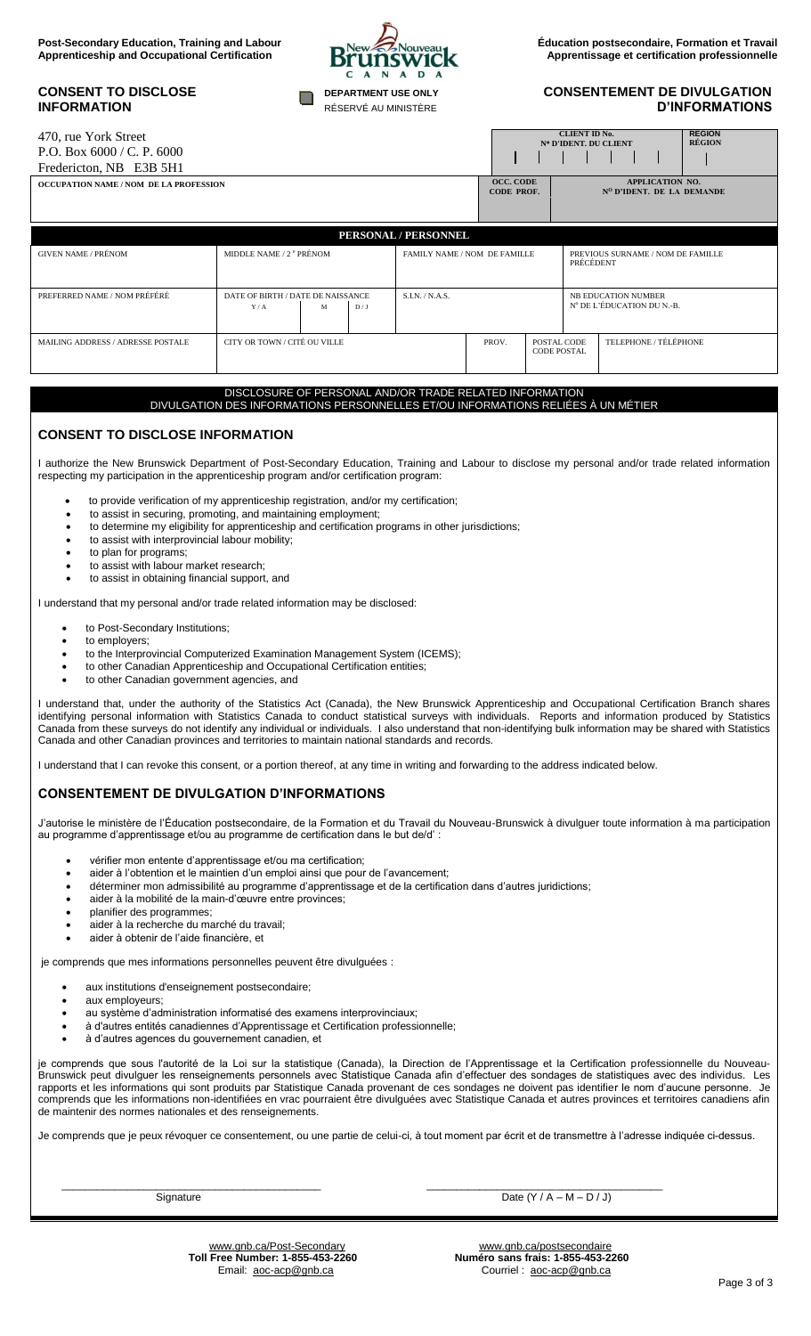**Post-Secondary Education, Training and Labour**
**Apprenticeship and Occupational Certification**

**Éducation postsecondaire, Formation et Travail**
**Apprentissage et certification professionnelle**

## CONSENT TO DISCLOSE INFORMATION

DEPARTMENT USE ONLY
RÉSERVÉ AU MINISTÈRE

## CONSENTEMENT DE DIVULGATION D'INFORMATIONS

470, rue York Street
P.O. Box 6000 / C. P. 6000
Fredericton, NB E3B 5H1

| | | | |
|---|---|---|---|
| | | **CLIENT ID No. / Nº D'IDENT. DU CLIENT** | **REGION / RÉGION** |
| **OCCUPATION NAME / NOM DE LA PROFESSION** | **OCC. CODE / CODE PROF.** | **APPLICATION NO. / Nº D'IDENT. DE LA DEMANDE** | |

**PERSONAL / PERSONNEL**

| | | | | | |
|---|---|---|---|---|---|
| GIVEN NAME / PRÉNOM | MIDDLE NAME / 2e PRÉNOM | FAMILY NAME / NOM DE FAMILLE | | PREVIOUS SURNAME / NOM DE FAMILLE PRÉCÉDENT | |
| PREFERRED NAME / NOM PRÉFÉRÉ | DATE OF BIRTH / DATE DE NAISSANCE (Y / A, M, D / J) | S.I.N. / N.A.S. | | NB EDUCATION NUMBER / Nº DE L'ÉDUCATION DU N.-B. | |
| MAILING ADDRESS / ADRESSE POSTALE | CITY OR TOWN / CITÉ OU VILLE | PROV. | POSTAL CODE / CODE POSTAL | TELEPHONE / TÉLÉPHONE | |

**DISCLOSURE OF PERSONAL AND/OR TRADE RELATED INFORMATION**
**DIVULGATION DES INFORMATIONS PERSONNELLES ET/OU INFORMATIONS RELIÉES À UN MÉTIER**

## CONSENT TO DISCLOSE INFORMATION

I authorize the New Brunswick Department of Post-Secondary Education, Training and Labour to disclose my personal and/or trade related information respecting my participation in the apprenticeship program and/or certification program:

- to provide verification of my apprenticeship registration, and/or my certification;
- to assist in securing, promoting, and maintaining employment;
- to determine my eligibility for apprenticeship and certification programs in other jurisdictions;
- to assist with interprovincial labour mobility;
- to plan for programs;
- to assist with labour market research;
- to assist in obtaining financial support, and

I understand that my personal and/or trade related information may be disclosed:

- to Post-Secondary Institutions;
- to employers;
- to the Interprovincial Computerized Examination Management System (ICEMS);
- to other Canadian Apprenticeship and Occupational Certification entities;
- to other Canadian government agencies, and

I understand that, under the authority of the Statistics Act (Canada), the New Brunswick Apprenticeship and Occupational Certification Branch shares identifying personal information with Statistics Canada to conduct statistical surveys with individuals. Reports and information produced by Statistics Canada from these surveys do not identify any individual or individuals. I also understand that non-identifying bulk information may be shared with Statistics Canada and other Canadian provinces and territories to maintain national standards and records.

I understand that I can revoke this consent, or a portion thereof, at any time in writing and forwarding to the address indicated below.

## CONSENTEMENT DE DIVULGATION D'INFORMATIONS

J'autorise le ministère de l'Éducation postsecondaire, de la Formation et du Travail du Nouveau-Brunswick à divulguer toute information à ma participation au programme d'apprentissage et/ou au programme de certification dans le but de/d' :

- vérifier mon entente d'apprentissage et/ou ma certification;
- aider à l'obtention et le maintien d'un emploi ainsi que pour de l'avancement;
- déterminer mon admissibilité au programme d'apprentissage et de la certification dans d'autres juridictions;
- aider à la mobilité de la main-d'œuvre entre provinces;
- planifier des programmes;
- aider à la recherche du marché du travail;
- aider à obtenir de l'aide financière, et

je comprends que mes informations personnelles peuvent être divulguées :

- aux institutions d'enseignement postsecondaire;
- aux employeurs;
- au système d'administration informatisé des examens interprovinciaux;
- à d'autres entités canadiennes d'Apprentissage et Certification professionnelle;
- à d'autres agences du gouvernement canadien, et

je comprends que sous l'autorité de la Loi sur la statistique (Canada), la Direction de l'Apprentissage et la Certification professionnelle du Nouveau-Brunswick peut divulguer les renseignements personnels avec Statistique Canada afin d'effectuer des sondages de statistiques avec des individus. Les rapports et les informations qui sont produits par Statistique Canada provenant de ces sondages ne doivent pas identifier le nom d'aucune personne. Je comprends que les informations non-identifiées en vrac pourraient être divulguées avec Statistique Canada et autres provinces et territoires canadiens afin de maintenir des normes nationales et des renseignements.

Je comprends que je peux révoquer ce consentement, ou une partie de celui-ci, à tout moment par écrit et de transmettre à l'adresse indiquée ci-dessus.

\_\_\_\_\_\_\_\_\_\_\_\_\_\_\_\_\_\_\_\_\_\_\_\_\_\_\_\_\_\_\_\_\_\_\_\_
Signature

\_\_\_\_\_\_\_\_\_\_\_\_\_\_\_\_\_\_\_\_\_\_\_\_\_\_\_\_\_\_\_\_\_\_\_\_
Date (Y / A – M – D / J)

www.gnb.ca/Post-Secondary
**Toll Free Number: 1-855-453-2260**
Email: aoc-acp@gnb.ca

www.gnb.ca/postsecondaire
**Numéro sans frais: 1-855-453-2260**
Courriel : aoc-acp@gnb.ca